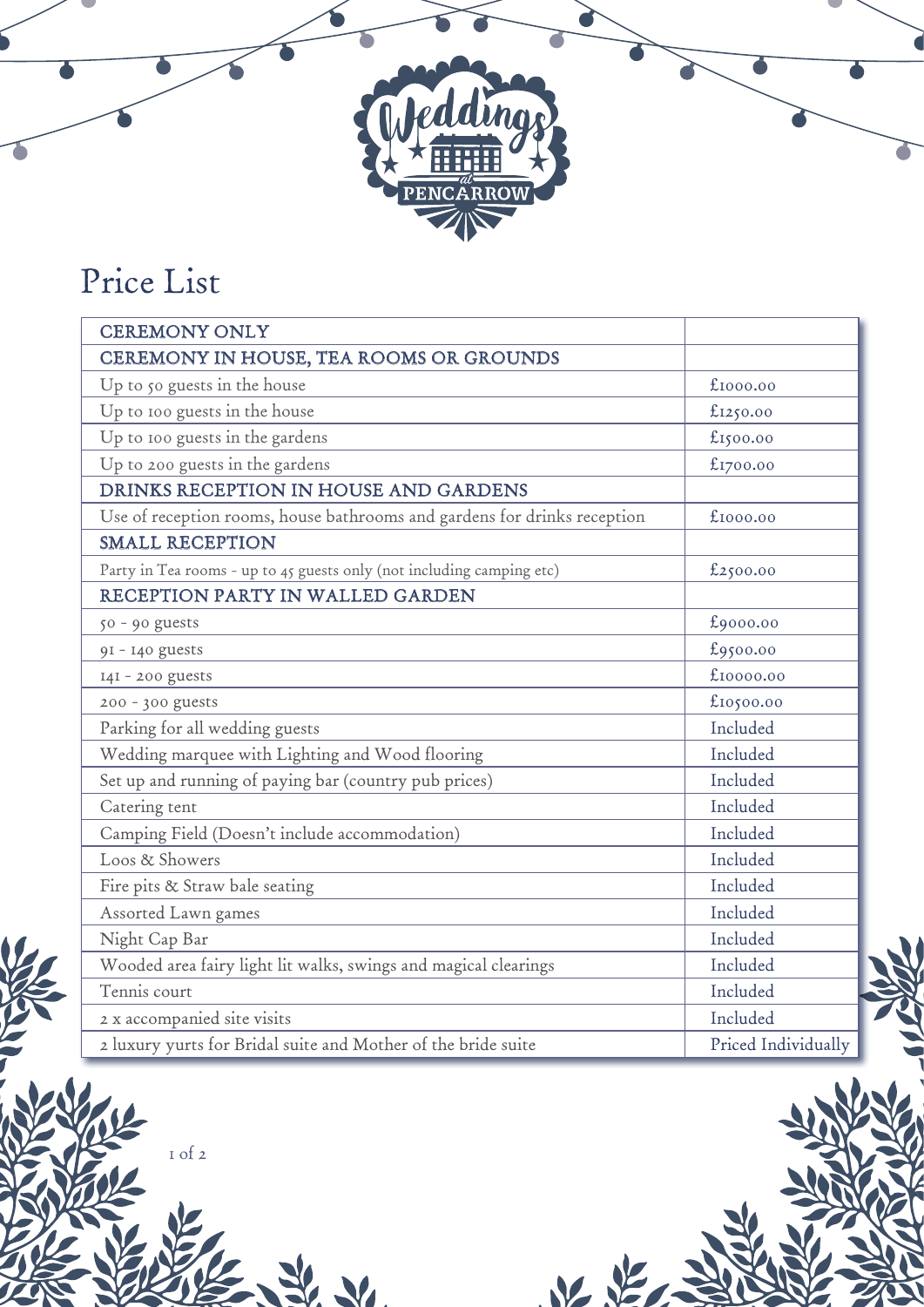# Weddings at PENCARROW

## Price List

| CEREMONY ONLY | |
|---|---|
| CEREMONY IN HOUSE, TEA ROOMS OR GROUNDS | |
| Up to 50 guests in the house | £1000.00 |
| Up to 100 guests in the house | £1250.00 |
| Up to 100 guests in the gardens | £1500.00 |
| Up to 200 guests in the gardens | £1700.00 |
| DRINKS RECEPTION IN HOUSE AND GARDENS | |
| Use of reception rooms, house bathrooms and gardens for drinks reception | £1000.00 |
| SMALL RECEPTION | |
| Party in Tea rooms - up to 45 guests only (not including camping etc) | £2500.00 |
| RECEPTION PARTY IN WALLED GARDEN | |
| 50 - 90 guests | £9000.00 |
| 91 - 140 guests | £9500.00 |
| 141 - 200 guests | £10000.00 |
| 200 - 300 guests | £10500.00 |
| Parking for all wedding guests | Included |
| Wedding marquee with Lighting and Wood flooring | Included |
| Set up and running of paying bar (country pub prices) | Included |
| Catering tent | Included |
| Camping Field (Doesn't include accommodation) | Included |
| Loos & Showers | Included |
| Fire pits & Straw bale seating | Included |
| Assorted Lawn games | Included |
| Night Cap Bar | Included |
| Wooded area fairy light lit walks, swings and magical clearings | Included |
| Tennis court | Included |
| 2 x accompanied site visits | Included |
| 2 luxury yurts for Bridal suite and Mother of the bride suite | Priced Individually |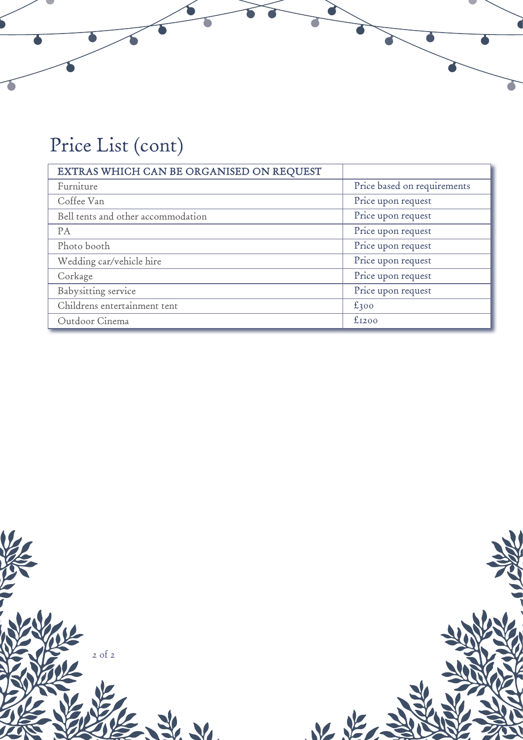# Price List (cont)

| EXTRAS WHICH CAN BE ORGANISED ON REQUEST | |
|---|---|
| Furniture | Price based on requirements |
| Coffee Van | Price upon request |
| Bell tents and other accommodation | Price upon request |
| PA | Price upon request |
| Photo booth | Price upon request |
| Wedding car/vehicle hire | Price upon request |
| Corkage | Price upon request |
| Babysitting service | Price upon request |
| Childrens entertainment tent | £300 |
| Outdoor Cinema | £1200 |